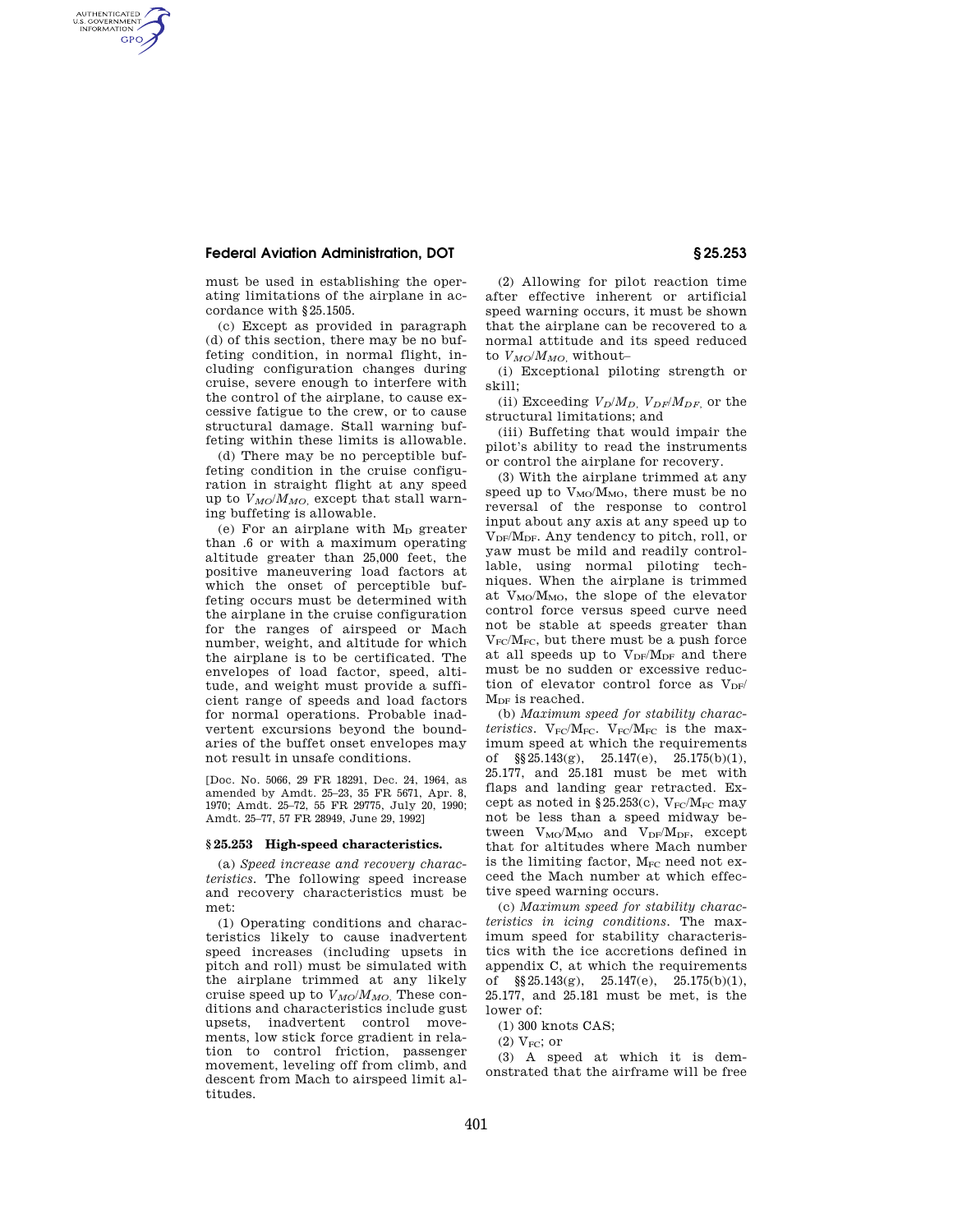must be used in establishing the operating limitations of the airplane in accordance with §25.1505.

(c) Except as provided in paragraph (d) of this section, there may be no buffeting condition, in normal flight, including configuration changes during cruise, severe enough to interfere with the control of the airplane, to cause excessive fatigue to the crew, or to cause structural damage. Stall warning buffeting within these limits is allowable.

(d) There may be no perceptible buffeting condition in the cruise configuration in straight flight at any speed up to $V_{MO}/M_{MO}$, except that stall warning buffeting is allowable.

(e) For an airplane with $M_D$ greater than .6 or with a maximum operating altitude greater than 25,000 feet, the positive maneuvering load factors at which the onset of perceptible buffeting occurs must be determined with the airplane in the cruise configuration for the ranges of airspeed or Mach number, weight, and altitude for which the airplane is to be certificated. The envelopes of load factor, speed, altitude, and weight must provide a sufficient range of speeds and load factors for normal operations. Probable inadvertent excursions beyond the boundaries of the buffet onset envelopes may not result in unsafe conditions.

[Doc. No. 5066, 29 FR 18291, Dec. 24, 1964, as amended by Amdt. 25–23, 35 FR 5671, Apr. 8, 1970; Amdt. 25–72, 55 FR 29775, July 20, 1990; Amdt. 25–77, 57 FR 28949, June 29, 1992]

### § 25.253 High-speed characteristics.

(a) *Speed increase and recovery characteristics.* The following speed increase and recovery characteristics must be met:

(1) Operating conditions and characteristics likely to cause inadvertent speed increases (including upsets in pitch and roll) must be simulated with the airplane trimmed at any likely cruise speed up to $V_{MO}/M_{MO}$. These conditions and characteristics include gust upsets, inadvertent control movements, low stick force gradient in relation to control friction, passenger movement, leveling off from climb, and descent from Mach to airspeed limit altitudes.

(2) Allowing for pilot reaction time after effective inherent or artificial speed warning occurs, it must be shown that the airplane can be recovered to a normal attitude and its speed reduced to $V_{MO}/M_{MO}$, without–

(i) Exceptional piloting strength or skill;

(ii) Exceeding $V_D/M_D$, $V_{DF}/M_{DF}$, or the structural limitations; and

(iii) Buffeting that would impair the pilot's ability to read the instruments or control the airplane for recovery.

(3) With the airplane trimmed at any speed up to $V_{MO}/M_{MO}$, there must be no reversal of the response to control input about any axis at any speed up to $V_{DF}/M_{DF}$. Any tendency to pitch, roll, or yaw must be mild and readily controllable, using normal piloting techniques. When the airplane is trimmed at $V_{MO}/M_{MO}$, the slope of the elevator control force versus speed curve need not be stable at speeds greater than $V_{FC}/M_{FC}$, but there must be a push force at all speeds up to $V_{DF}/M_{DF}$ and there must be no sudden or excessive reduction of elevator control force as $V_{DF}/M_{DF}$ is reached.

(b) *Maximum speed for stability characteristics.* $V_{FC}/M_{FC}$. $V_{FC}/M_{FC}$ is the maximum speed at which the requirements of §§25.143(g), 25.147(e), 25.175(b)(1), 25.177, and 25.181 must be met with flaps and landing gear retracted. Except as noted in §25.253(c), $V_{FC}/M_{FC}$ may not be less than a speed midway between $V_{MO}/M_{MO}$ and $V_{DF}/M_{DF}$, except that for altitudes where Mach number is the limiting factor, $M_{FC}$ need not exceed the Mach number at which effective speed warning occurs.

(c) *Maximum speed for stability characteristics in icing conditions.* The maximum speed for stability characteristics with the ice accretions defined in appendix C, at which the requirements of §§25.143(g), 25.147(e), 25.175(b)(1), 25.177, and 25.181 must be met, is the lower of:

(1) 300 knots CAS;

(2) $V_{FC}$; or

(3) A speed at which it is demonstrated that the airframe will be free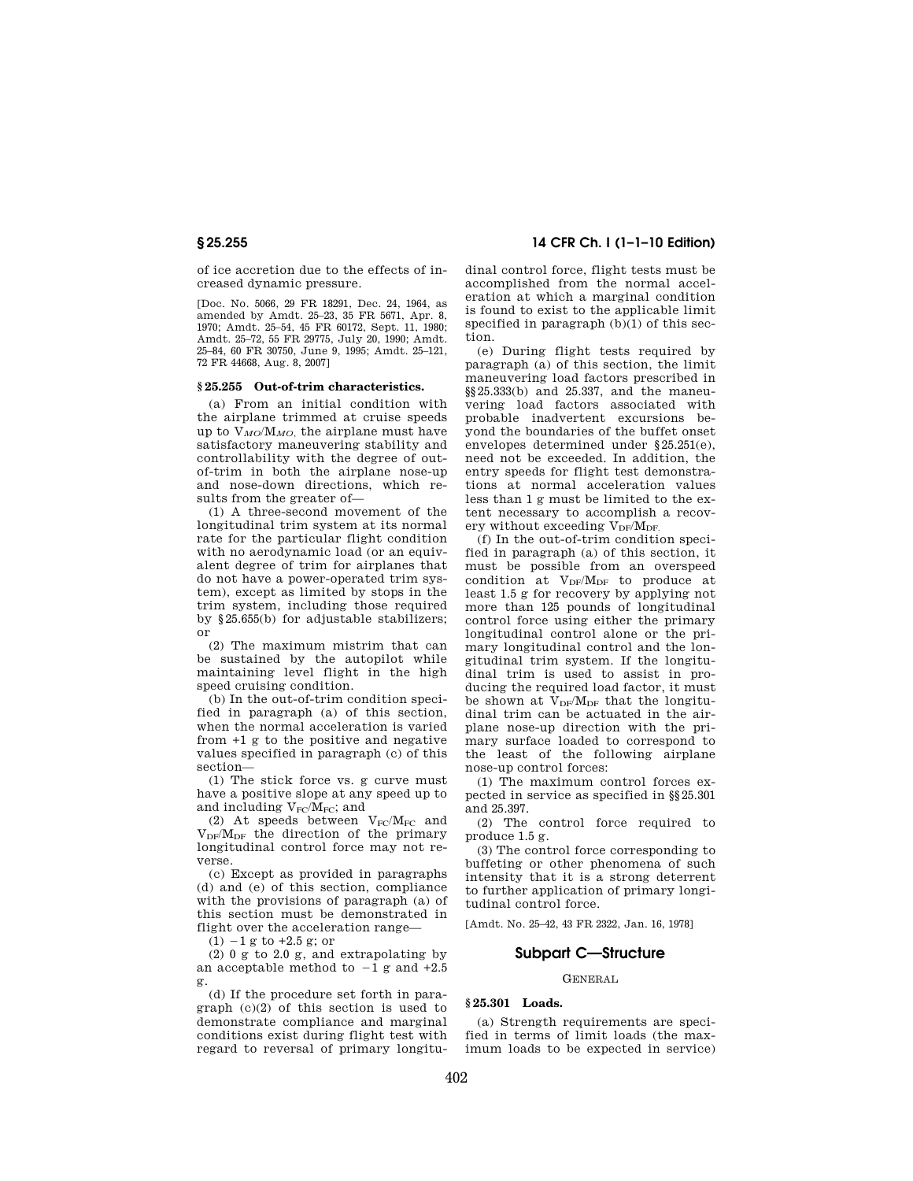of ice accretion due to the effects of increased dynamic pressure.

[Doc. No. 5066, 29 FR 18291, Dec. 24, 1964, as amended by Amdt. 25–23, 35 FR 5671, Apr. 8, 1970; Amdt. 25–54, 45 FR 60172, Sept. 11, 1980; Amdt. 25–72, 55 FR 29775, July 20, 1990; Amdt. 25–84, 60 FR 30750, June 9, 1995; Amdt. 25–121, 72 FR 44668, Aug. 8, 2007]

### § 25.255 Out-of-trim characteristics.

(a) From an initial condition with the airplane trimmed at cruise speeds up to $V_{MO}/M_{MO}$, the airplane must have satisfactory maneuvering stability and controllability with the degree of out-of-trim in both the airplane nose-up and nose-down directions, which results from the greater of—

(1) A three-second movement of the longitudinal trim system at its normal rate for the particular flight condition with no aerodynamic load (or an equivalent degree of trim for airplanes that do not have a power-operated trim system), except as limited by stops in the trim system, including those required by § 25.655(b) for adjustable stabilizers; or

(2) The maximum mistrim that can be sustained by the autopilot while maintaining level flight in the high speed cruising condition.

(b) In the out-of-trim condition specified in paragraph (a) of this section, when the normal acceleration is varied from +1 g to the positive and negative values specified in paragraph (c) of this section—

(1) The stick force vs. g curve must have a positive slope at any speed up to and including $V_{FC}/M_{FC}$; and

(2) At speeds between $V_{FC}/M_{FC}$ and $V_{DF}/M_{DF}$ the direction of the primary longitudinal control force may not reverse.

(c) Except as provided in paragraphs (d) and (e) of this section, compliance with the provisions of paragraph (a) of this section must be demonstrated in flight over the acceleration range—

(1) −1 g to +2.5 g; or

(2) 0 g to 2.0 g, and extrapolating by an acceptable method to −1 g and +2.5 g.

(d) If the procedure set forth in paragraph (c)(2) of this section is used to demonstrate compliance and marginal conditions exist during flight test with regard to reversal of primary longitudinal control force, flight tests must be accomplished from the normal acceleration at which a marginal condition is found to exist to the applicable limit specified in paragraph (b)(1) of this section.

(e) During flight tests required by paragraph (a) of this section, the limit maneuvering load factors prescribed in §§ 25.333(b) and 25.337, and the maneuvering load factors associated with probable inadvertent excursions beyond the boundaries of the buffet onset envelopes determined under § 25.251(e), need not be exceeded. In addition, the entry speeds for flight test demonstrations at normal acceleration values less than 1 g must be limited to the extent necessary to accomplish a recovery without exceeding $V_{DF}/M_{DF}$.

(f) In the out-of-trim condition specified in paragraph (a) of this section, it must be possible from an overspeed condition at $V_{DF}/M_{DF}$ to produce at least 1.5 g for recovery by applying not more than 125 pounds of longitudinal control force using either the primary longitudinal control alone or the primary longitudinal control and the longitudinal trim system. If the longitudinal trim is used to assist in producing the required load factor, it must be shown at $V_{DF}/M_{DF}$ that the longitudinal trim can be actuated in the airplane nose-up direction with the primary surface loaded to correspond to the least of the following airplane nose-up control forces:

(1) The maximum control forces expected in service as specified in §§ 25.301 and 25.397.

(2) The control force required to produce 1.5 g.

(3) The control force corresponding to buffeting or other phenomena of such intensity that it is a strong deterrent to further application of primary longitudinal control force.

[Amdt. No. 25–42, 43 FR 2322, Jan. 16, 1978]

## Subpart C—Structure

GENERAL

### § 25.301 Loads.

(a) Strength requirements are specified in terms of limit loads (the maximum loads to be expected in service)